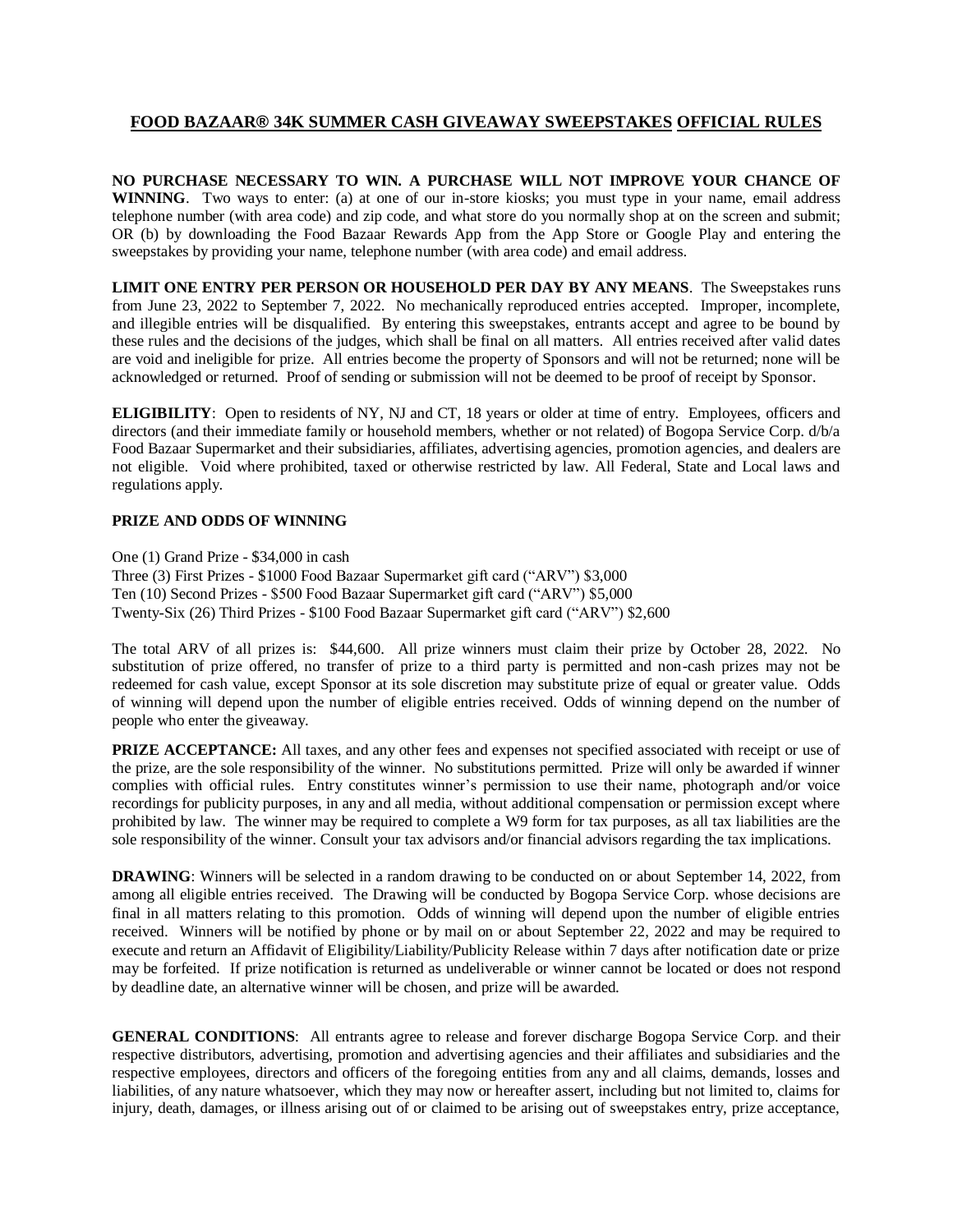# FOOD BAZAAR® 34K SUMMER CASH GIVEAWAY SWEEPSTAKES OFFICIAL RULES

**NO PURCHASE NECESSARY TO WIN. A PURCHASE WILL NOT IMPROVE YOUR CHANCE OF WINNING**. Two ways to enter: (a) at one of our in-store kiosks; you must type in your name, email address telephone number (with area code) and zip code, and what store do you normally shop at on the screen and submit; OR (b) by downloading the Food Bazaar Rewards App from the App Store or Google Play and entering the sweepstakes by providing your name, telephone number (with area code) and email address.

**LIMIT ONE ENTRY PER PERSON OR HOUSEHOLD PER DAY BY ANY MEANS**. The Sweepstakes runs from June 23, 2022 to September 7, 2022. No mechanically reproduced entries accepted. Improper, incomplete, and illegible entries will be disqualified. By entering this sweepstakes, entrants accept and agree to be bound by these rules and the decisions of the judges, which shall be final on all matters. All entries received after valid dates are void and ineligible for prize. All entries become the property of Sponsors and will not be returned; none will be acknowledged or returned. Proof of sending or submission will not be deemed to be proof of receipt by Sponsor.

**ELIGIBILITY**: Open to residents of NY, NJ and CT, 18 years or older at time of entry. Employees, officers and directors (and their immediate family or household members, whether or not related) of Bogopa Service Corp. d/b/a Food Bazaar Supermarket and their subsidiaries, affiliates, advertising agencies, promotion agencies, and dealers are not eligible. Void where prohibited, taxed or otherwise restricted by law. All Federal, State and Local laws and regulations apply.

**PRIZE AND ODDS OF WINNING**

One (1) Grand Prize - $34,000 in cash
Three (3) First Prizes - $1000 Food Bazaar Supermarket gift card ("ARV") $3,000
Ten (10) Second Prizes - $500 Food Bazaar Supermarket gift card ("ARV") $5,000
Twenty-Six (26) Third Prizes - $100 Food Bazaar Supermarket gift card ("ARV") $2,600

The total ARV of all prizes is: $44,600. All prize winners must claim their prize by October 28, 2022. No substitution of prize offered, no transfer of prize to a third party is permitted and non-cash prizes may not be redeemed for cash value, except Sponsor at its sole discretion may substitute prize of equal or greater value. Odds of winning will depend upon the number of eligible entries received. Odds of winning depend on the number of people who enter the giveaway.

**PRIZE ACCEPTANCE:** All taxes, and any other fees and expenses not specified associated with receipt or use of the prize, are the sole responsibility of the winner. No substitutions permitted. Prize will only be awarded if winner complies with official rules. Entry constitutes winner's permission to use their name, photograph and/or voice recordings for publicity purposes, in any and all media, without additional compensation or permission except where prohibited by law. The winner may be required to complete a W9 form for tax purposes, as all tax liabilities are the sole responsibility of the winner. Consult your tax advisors and/or financial advisors regarding the tax implications.

**DRAWING**: Winners will be selected in a random drawing to be conducted on or about September 14, 2022, from among all eligible entries received. The Drawing will be conducted by Bogopa Service Corp. whose decisions are final in all matters relating to this promotion. Odds of winning will depend upon the number of eligible entries received. Winners will be notified by phone or by mail on or about September 22, 2022 and may be required to execute and return an Affidavit of Eligibility/Liability/Publicity Release within 7 days after notification date or prize may be forfeited. If prize notification is returned as undeliverable or winner cannot be located or does not respond by deadline date, an alternative winner will be chosen, and prize will be awarded.

**GENERAL CONDITIONS**: All entrants agree to release and forever discharge Bogopa Service Corp. and their respective distributors, advertising, promotion and advertising agencies and their affiliates and subsidiaries and the respective employees, directors and officers of the foregoing entities from any and all claims, demands, losses and liabilities, of any nature whatsoever, which they may now or hereafter assert, including but not limited to, claims for injury, death, damages, or illness arising out of or claimed to be arising out of sweepstakes entry, prize acceptance,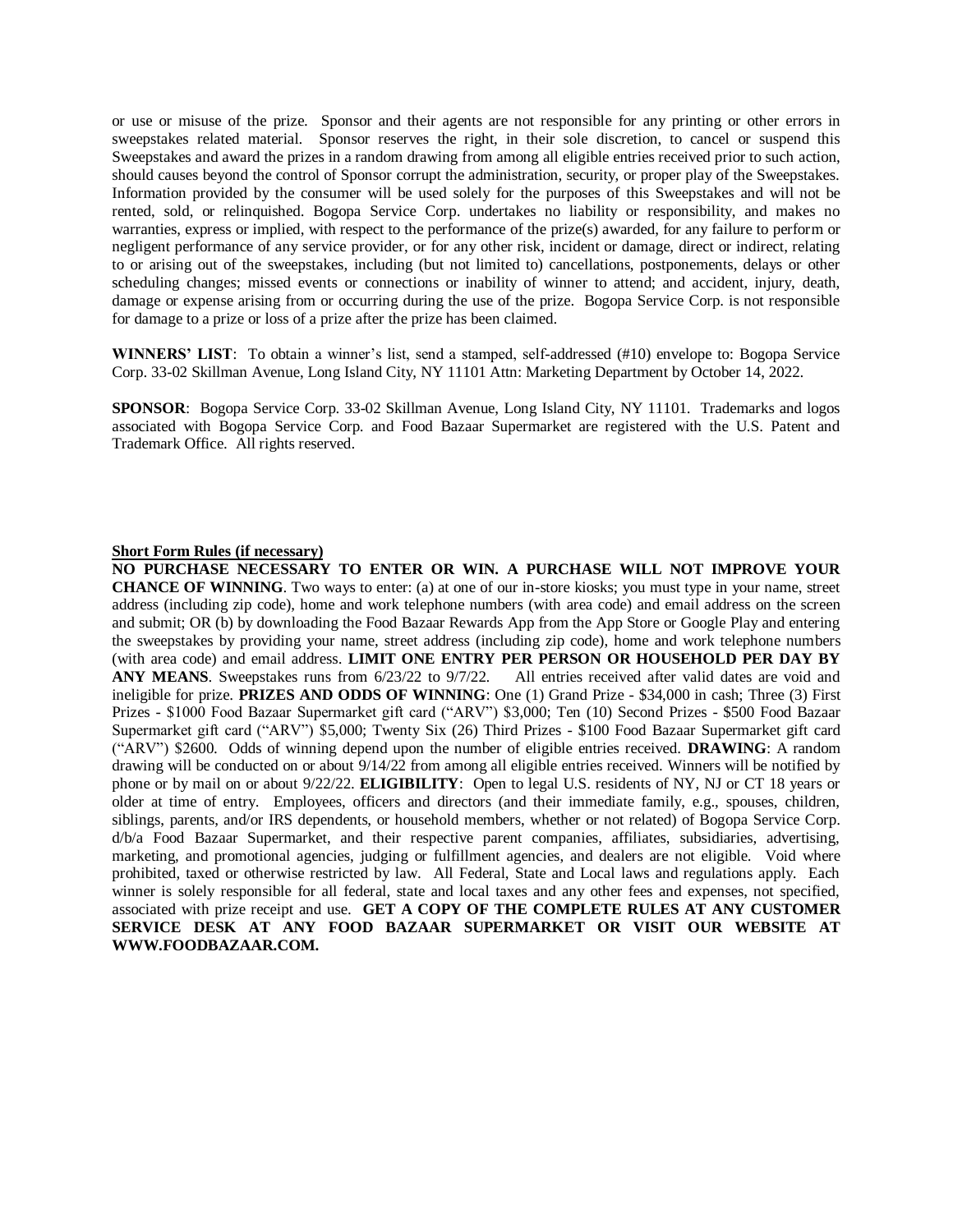or use or misuse of the prize. Sponsor and their agents are not responsible for any printing or other errors in sweepstakes related material. Sponsor reserves the right, in their sole discretion, to cancel or suspend this Sweepstakes and award the prizes in a random drawing from among all eligible entries received prior to such action, should causes beyond the control of Sponsor corrupt the administration, security, or proper play of the Sweepstakes. Information provided by the consumer will be used solely for the purposes of this Sweepstakes and will not be rented, sold, or relinquished. Bogopa Service Corp. undertakes no liability or responsibility, and makes no warranties, express or implied, with respect to the performance of the prize(s) awarded, for any failure to perform or negligent performance of any service provider, or for any other risk, incident or damage, direct or indirect, relating to or arising out of the sweepstakes, including (but not limited to) cancellations, postponements, delays or other scheduling changes; missed events or connections or inability of winner to attend; and accident, injury, death, damage or expense arising from or occurring during the use of the prize. Bogopa Service Corp. is not responsible for damage to a prize or loss of a prize after the prize has been claimed.

**WINNERS' LIST**: To obtain a winner's list, send a stamped, self-addressed (#10) envelope to: Bogopa Service Corp. 33-02 Skillman Avenue, Long Island City, NY 11101 Attn: Marketing Department by October 14, 2022.

**SPONSOR**: Bogopa Service Corp. 33-02 Skillman Avenue, Long Island City, NY 11101. Trademarks and logos associated with Bogopa Service Corp. and Food Bazaar Supermarket are registered with the U.S. Patent and Trademark Office. All rights reserved.

**Short Form Rules (if necessary)**

**NO PURCHASE NECESSARY TO ENTER OR WIN. A PURCHASE WILL NOT IMPROVE YOUR CHANCE OF WINNING**. Two ways to enter: (a) at one of our in-store kiosks; you must type in your name, street address (including zip code), home and work telephone numbers (with area code) and email address on the screen and submit; OR (b) by downloading the Food Bazaar Rewards App from the App Store or Google Play and entering the sweepstakes by providing your name, street address (including zip code), home and work telephone numbers (with area code) and email address. **LIMIT ONE ENTRY PER PERSON OR HOUSEHOLD PER DAY BY ANY MEANS**. Sweepstakes runs from 6/23/22 to 9/7/22. All entries received after valid dates are void and ineligible for prize. **PRIZES AND ODDS OF WINNING**: One (1) Grand Prize - $34,000 in cash; Three (3) First Prizes - $1000 Food Bazaar Supermarket gift card ("ARV") $3,000; Ten (10) Second Prizes - $500 Food Bazaar Supermarket gift card ("ARV") $5,000; Twenty Six (26) Third Prizes - $100 Food Bazaar Supermarket gift card ("ARV") $2600. Odds of winning depend upon the number of eligible entries received. **DRAWING**: A random drawing will be conducted on or about 9/14/22 from among all eligible entries received. Winners will be notified by phone or by mail on or about 9/22/22. **ELIGIBILITY**: Open to legal U.S. residents of NY, NJ or CT 18 years or older at time of entry. Employees, officers and directors (and their immediate family, e.g., spouses, children, siblings, parents, and/or IRS dependents, or household members, whether or not related) of Bogopa Service Corp. d/b/a Food Bazaar Supermarket, and their respective parent companies, affiliates, subsidiaries, advertising, marketing, and promotional agencies, judging or fulfillment agencies, and dealers are not eligible. Void where prohibited, taxed or otherwise restricted by law. All Federal, State and Local laws and regulations apply. Each winner is solely responsible for all federal, state and local taxes and any other fees and expenses, not specified, associated with prize receipt and use. **GET A COPY OF THE COMPLETE RULES AT ANY CUSTOMER SERVICE DESK AT ANY FOOD BAZAAR SUPERMARKET OR VISIT OUR WEBSITE AT WWW.FOODBAZAAR.COM.**